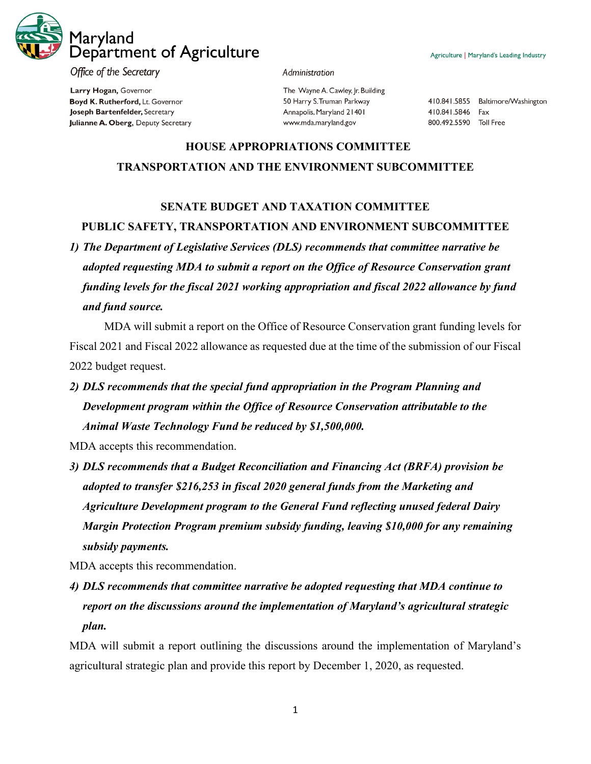Maryland Department of Agriculture

Agriculture | Maryland's Leading Industry

*Office of the Secretary*

**Larry Hogan,** Governor
**Boyd K. Rutherford,** Lt. Governor
**Joseph Bartenfelder,** Secretary
**Julianne A. Oberg,** Deputy Secretary

*Administration*

The Wayne A. Cawley, Jr. Building
50 Harry S. Truman Parkway
Annapolis, Maryland 21401
www.mda.maryland.gov

410.841.5855 Baltimore/Washington
410.841.5846 Fax
800.492.5590 Toll Free

## HOUSE APPROPRIATIONS COMMITTEE
## TRANSPORTATION AND THE ENVIRONMENT SUBCOMMITTEE

## SENATE BUDGET AND TAXATION COMMITTEE
## PUBLIC SAFETY, TRANSPORTATION AND ENVIRONMENT SUBCOMMITTEE

***1) The Department of Legislative Services (DLS) recommends that committee narrative be adopted requesting MDA to submit a report on the Office of Resource Conservation grant funding levels for the fiscal 2021 working appropriation and fiscal 2022 allowance by fund and fund source.***

MDA will submit a report on the Office of Resource Conservation grant funding levels for Fiscal 2021 and Fiscal 2022 allowance as requested due at the time of the submission of our Fiscal 2022 budget request.

***2) DLS recommends that the special fund appropriation in the Program Planning and Development program within the Office of Resource Conservation attributable to the Animal Waste Technology Fund be reduced by $1,500,000.***

MDA accepts this recommendation.

***3) DLS recommends that a Budget Reconciliation and Financing Act (BRFA) provision be adopted to transfer $216,253 in fiscal 2020 general funds from the Marketing and Agriculture Development program to the General Fund reflecting unused federal Dairy Margin Protection Program premium subsidy funding, leaving $10,000 for any remaining subsidy payments.***

MDA accepts this recommendation.

***4) DLS recommends that committee narrative be adopted requesting that MDA continue to report on the discussions around the implementation of Maryland's agricultural strategic plan.***

MDA will submit a report outlining the discussions around the implementation of Maryland's agricultural strategic plan and provide this report by December 1, 2020, as requested.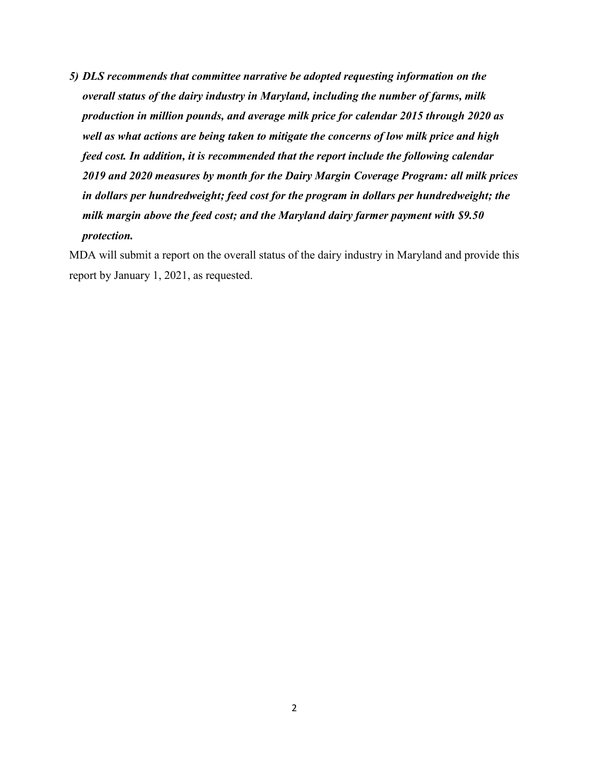5) ***DLS recommends that committee narrative be adopted requesting information on the overall status of the dairy industry in Maryland, including the number of farms, milk production in million pounds, and average milk price for calendar 2015 through 2020 as well as what actions are being taken to mitigate the concerns of low milk price and high feed cost. In addition, it is recommended that the report include the following calendar 2019 and 2020 measures by month for the Dairy Margin Coverage Program: all milk prices in dollars per hundredweight; feed cost for the program in dollars per hundredweight; the milk margin above the feed cost; and the Maryland dairy farmer payment with $9.50 protection.***

MDA will submit a report on the overall status of the dairy industry in Maryland and provide this report by January 1, 2021, as requested.